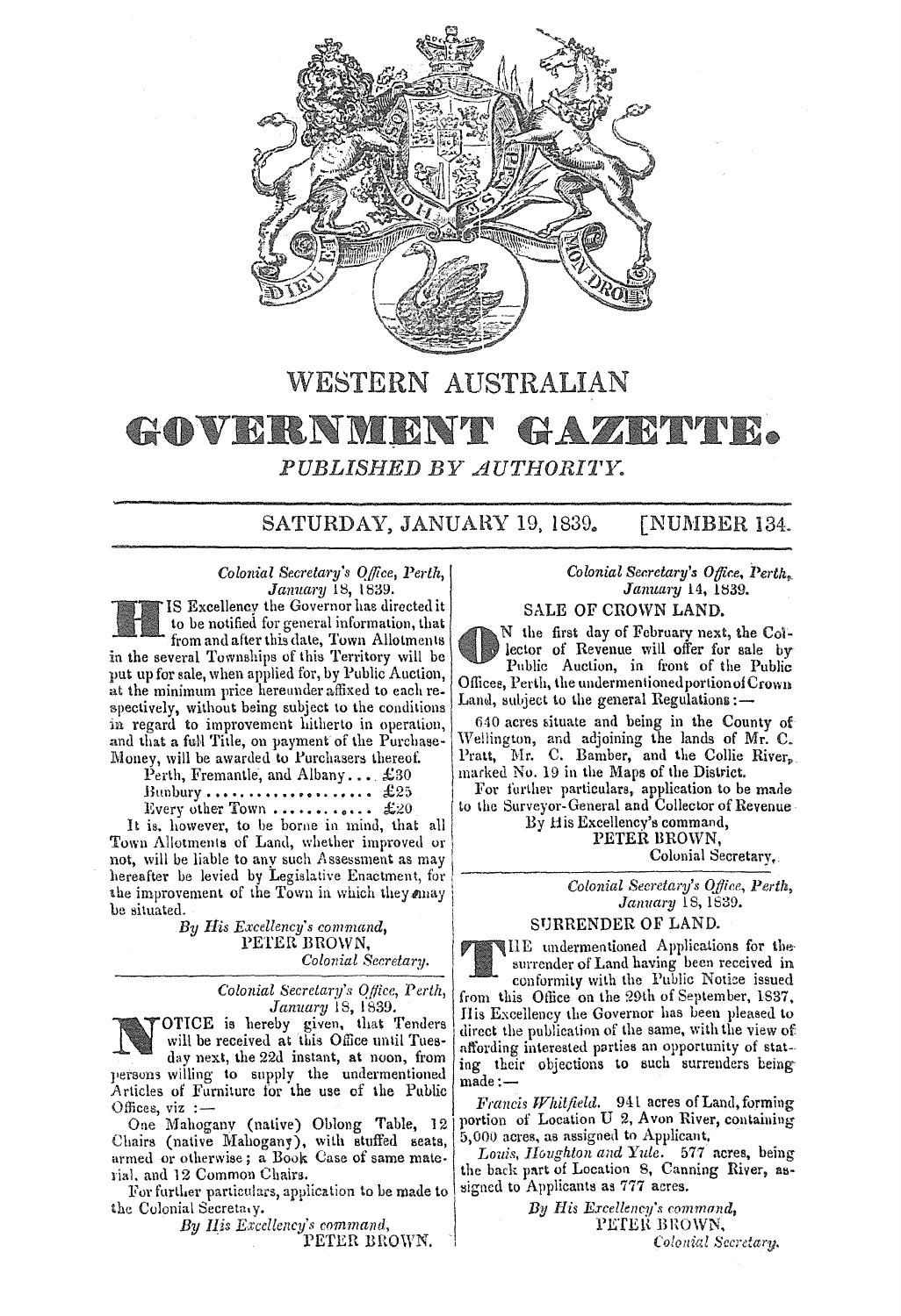# WESTERN AUSTRALIAN GOVERNMENT GAZETTE.

*PUBLISHED BY AUTHORITY.*

SATURDAY, JANUARY 19, 1839. [NUMBER 134.

*Colonial Secretary's Office, Perth,*
*January 18, 1839.*

HIS Excellency the Governor has directed it to be notified for general information, that from and after this date, Town Allotments in the several Townships of this Territory will be put up for sale, when applied for, by Public Auction, at the minimum price hereunder affixed to each respectively, without being subject to the conditions in regard to improvement hitherto in operation, and that a full Title, on payment of the Purchase-Money, will be awarded to Purchasers thereof.

Perth, Fremantle, and Albany.... £30
Bunbury.................... £25
Every other Town............ £20

It is, however, to be borne in mind, that all Town Allotments of Land, whether improved or not, will be liable to any such Assessment as may hereafter be levied by Legislative Enactment, for the improvement of the Town in which they may be situated.

*By His Excellency's command,*
PETER BROWN,
*Colonial Secretary.*

---

*Colonial Secretary's Office, Perth,*
*January 18, 1839.*

NOTICE is hereby given, that Tenders will be received at this Office until Tuesday next, the 22d instant, at noon, from persons willing to supply the undermentioned Articles of Furniture for the use of the Public Offices, viz :—

One Mahogany (native) Oblong Table, 12 Chairs (native Mahogany), with stuffed seats, armed or otherwise; a Book Case of same material, and 12 Common Chairs.

For further particulars, application to be made to the Colonial Secretary.

*By His Excellency's command,*
PETER BROWN.

---

*Colonial Secretary's Office, Perth,*
*January 14, 1839.*

## SALE OF CROWN LAND.

ON the first day of February next, the Collector of Revenue will offer for sale by Public Auction, in front of the Public Offices, Perth, the undermentioned portion of Crown Land, subject to the general Regulations :—

640 acres situate and being in the County of Wellington, and adjoining the lands of Mr. C. Pratt, Mr. C. Bamber, and the Collie River, marked No. 19 in the Maps of the District.

For further particulars, application to be made to the Surveyor-General and Collector of Revenue.

By His Excellency's command,
PETER BROWN,
Colonial Secretary.

---

*Colonial Secretary's Office, Perth,*
*January 18, 1839.*

## SURRENDER OF LAND.

THE undermentioned Applications for the surrender of Land having been received in conformity with the Public Notice issued from this Office on the 29th of September, 1837, His Excellency the Governor has been pleased to direct the publication of the same, with the view of affording interested parties an opportunity of stating their objections to such surrenders being made :—

*Francis Whitfield.* 941 acres of Land, forming portion of Location U 2, Avon River, containing 5,000 acres, as assigned to Applicant.

*Louis, Houghton and Yule.* 577 acres, being the back part of Location 8, Canning River, assigned to Applicants as 777 acres.

*By His Excellency's command,*
PETER BROWN,
*Colonial Secretary.*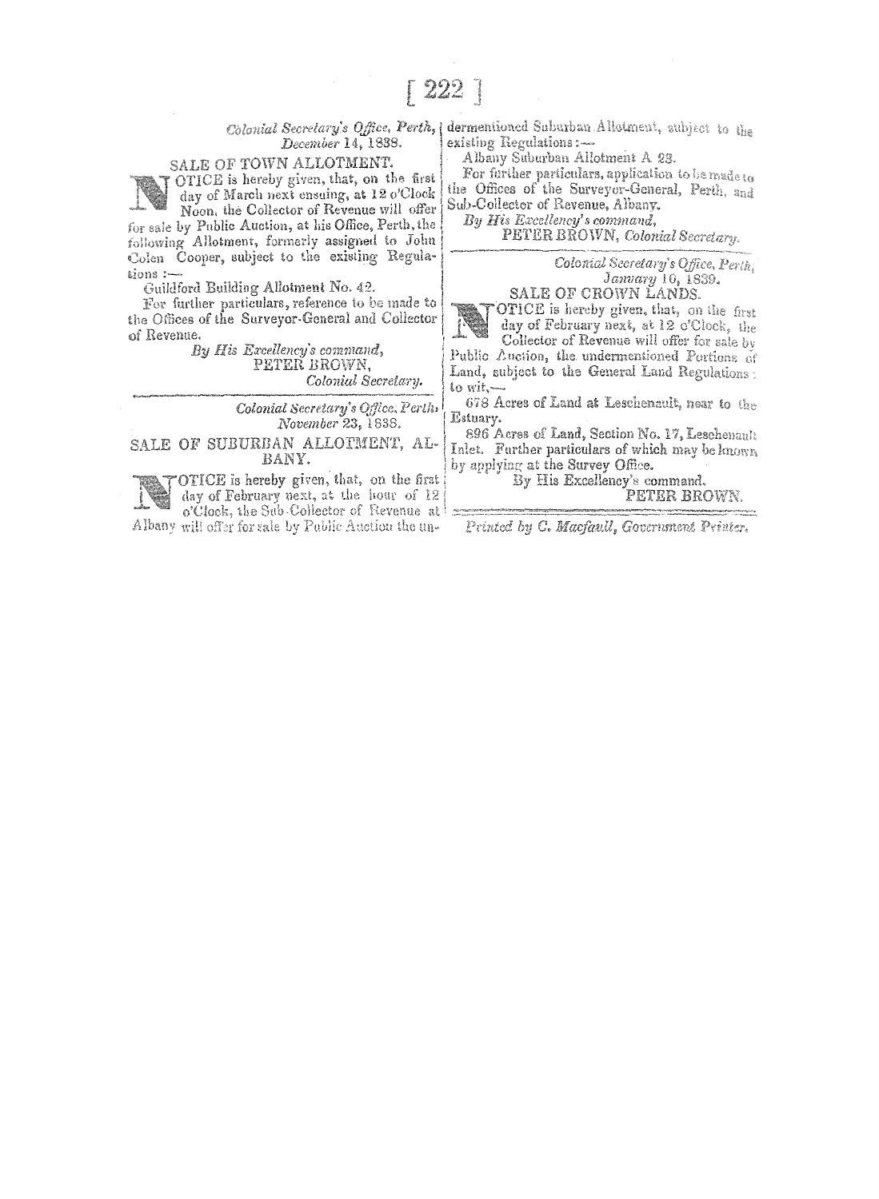*Colonial Secretary's Office, Perth,*
*December* 14, 1838.

## SALE OF TOWN ALLOTMENT.

NOTICE is hereby given, that, on the first day of March next ensuing, at 12 o'Clock Noon, the Collector of Revenue will offer for sale by Public Auction, at his Office, Perth, the following Allotment, formerly assigned to John Colen Cooper, subject to the existing Regulations :—

Guildford Building Allotment No. 42.

For further particulars, reference to be made to the Offices of the Surveyor-General and Collector of Revenue.

*By His Excellency's command,*
PETER BROWN,
*Colonial Secretary.*

---

*Colonial Secretary's Office, Perth,*
*November* 23, 1838.

## SALE OF SUBURBAN ALLOTMENT, ALBANY.

NOTICE is hereby given, that, on the first day of February next, at the hour of 12 o'Clock, the Sub-Collector of Revenue at Albany will offer for sale by Public Auction the undermentioned Suburban Allotment, subject to the existing Regulations :—

Albany Suburban Allotment A 23.

For further particulars, application to be made to the Offices of the Surveyor-General, Perth, and Sub-Collector of Revenue, Albany.

*By His Excellency's command,*
PETER BROWN, *Colonial Secretary.*

---

*Colonial Secretary's Office, Perth,*
*January* 10, 1839.

## SALE OF CROWN LANDS.

NOTICE is hereby given, that, on the first day of February next, at 12 o'Clock, the Collector of Revenue will offer for sale by Public Auction, the undermentioned Portions of Land, subject to the General Land Regulations : to wit,—

678 Acres of Land at Leschenault, near to the Estuary.

896 Acres of Land, Section No. 17, Leschenault Inlet. Further particulars of which may be known by applying at the Survey Office.

By His Excellency's command.
PETER BROWN.

---

*Printed by C. Macfaull, Government Printer.*